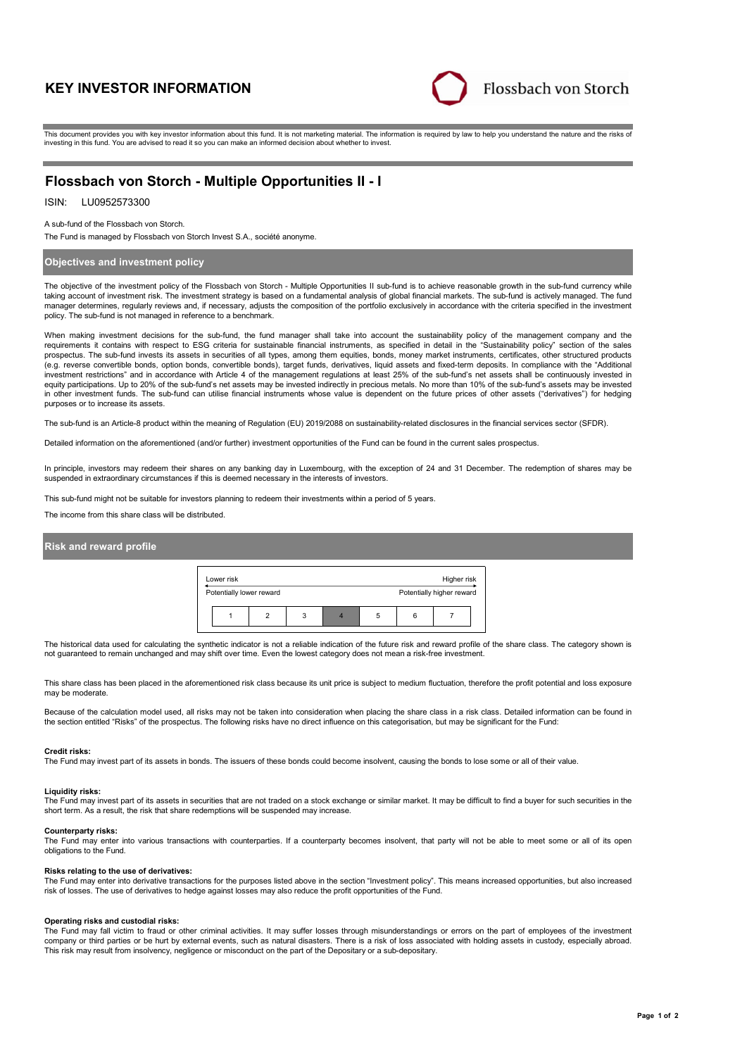# KEY INVESTOR INFORMATION

Flossbach von Storch

This document provides you with key investor information about this fund. It is not marketing material. The information is required by law to help you understand the nature and the risks of investing in this fund. You are advised to read it so you can make an informed decision about whether to invest.

## Flossbach von Storch - Multiple Opportunities II - I

ISIN: LU0952573300

A sub-fund of the Flossbach von Storch.

The Fund is managed by Flossbach von Storch Invest S.A., société anonyme.

### Objectives and investment policy

The objective of the investment policy of the Flossbach von Storch - Multiple Opportunities II sub-fund is to achieve reasonable growth in the sub-fund currency while taking account of investment risk. The investment strategy is based on a fundamental analysis of global financial markets. The sub-fund is actively managed. The fund manager determines, regularly reviews and, if necessary, adjusts the composition of the portfolio exclusively in accordance with the criteria specified in the investment policy. The sub-fund is not managed in reference to a benchmark.

When making investment decisions for the sub-fund, the fund manager shall take into account the sustainability policy of the management company and the requirements it contains with respect to ESG criteria for sustainable financial instruments, as specified in detail in the "Sustainability policy" section of the sales prospectus. The sub-fund invests its assets in securities of all types, among them equities, bonds, money market instruments, certificates, other structured products (e.g. reverse convertible bonds, option bonds, convertible bonds), target funds, derivatives, liquid assets and fixed-term deposits. In compliance with the "Additional investment restrictions" and in accordance with Article 4 of the management regulations at least 25% of the sub-fund's net assets shall be continuously invested in equity participations. Up to 20% of the sub-fund's net assets may be invested indirectly in precious metals. No more than 10% of the sub-fund's assets may be invested in other investment funds. The sub-fund can utilise financial instruments whose value is dependent on the future prices of other assets ("derivatives") for hedging purposes or to increase its assets.

The sub-fund is an Article-8 product within the meaning of Regulation (EU) 2019/2088 on sustainability-related disclosures in the financial services sector (SFDR).

Detailed information on the aforementioned (and/or further) investment opportunities of the Fund can be found in the current sales prospectus.

In principle, investors may redeem their shares on any banking day in Luxembourg, with the exception of 24 and 31 December. The redemption of shares may be suspended in extraordinary circumstances if this is deemed necessary in the interests of investors.

This sub-fund might not be suitable for investors planning to redeem their investments within a period of 5 years.

The income from this share class will be distributed.

### Risk and reward profile

| Lower risk | | | | | | Higher risk |
|---|---|---|---|---|---|---|
| Potentially lower reward | | | | | | Potentially higher reward |
| 1 | 2 | 3 | **4** | 5 | 6 | 7 |

The historical data used for calculating the synthetic indicator is not a reliable indication of the future risk and reward profile of the share class. The category shown is not guaranteed to remain unchanged and may shift over time. Even the lowest category does not mean a risk-free investment.

This share class has been placed in the aforementioned risk class because its unit price is subject to medium fluctuation, therefore the profit potential and loss exposure may be moderate.

Because of the calculation model used, all risks may not be taken into consideration when placing the share class in a risk class. Detailed information can be found in the section entitled "Risks" of the prospectus. The following risks have no direct influence on this categorisation, but may be significant for the Fund:

**Credit risks:**
The Fund may invest part of its assets in bonds. The issuers of these bonds could become insolvent, causing the bonds to lose some or all of their value.

**Liquidity risks:**
The Fund may invest part of its assets in securities that are not traded on a stock exchange or similar market. It may be difficult to find a buyer for such securities in the short term. As a result, the risk that share redemptions will be suspended may increase.

**Counterparty risks:**
The Fund may enter into various transactions with counterparties. If a counterparty becomes insolvent, that party will not be able to meet some or all of its open obligations to the Fund.

**Risks relating to the use of derivatives:**
The Fund may enter into derivative transactions for the purposes listed above in the section "Investment policy". This means increased opportunities, but also increased risk of losses. The use of derivatives to hedge against losses may also reduce the profit opportunities of the Fund.

**Operating risks and custodial risks:**
The Fund may fall victim to fraud or other criminal activities. It may suffer losses through misunderstandings or errors on the part of employees of the investment company or third parties or be hurt by external events, such as natural disasters. There is a risk of loss associated with holding assets in custody, especially abroad. This risk may result from insolvency, negligence or misconduct on the part of the Depositary or a sub-depositary.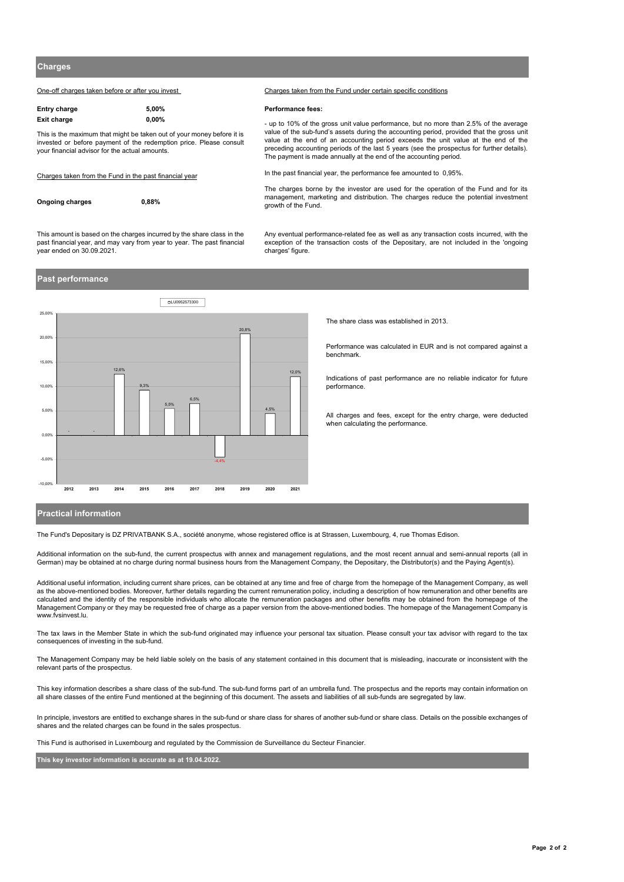## Charges

One-off charges taken before or after you invest

| | |
|---|---|
| **Entry charge** | **5,00%** |
| **Exit charge** | **0,00%** |

This is the maximum that might be taken out of your money before it is invested or before payment of the redemption price. Please consult your financial advisor for the actual amounts.

Charges taken from the Fund in the past financial year

| | |
|---|---|
| **Ongoing charges** | **0,88%** |

This amount is based on the charges incurred by the share class in the past financial year, and may vary from year to year. The past financial year ended on 30.09.2021.

Charges taken from the Fund under certain specific conditions

**Performance fees:**

- up to 10% of the gross unit value performance, but no more than 2.5% of the average value of the sub-fund's assets during the accounting period, provided that the gross unit value at the end of an accounting period exceeds the unit value at the end of the preceding accounting periods of the last 5 years (see the prospectus for further details). The payment is made annually at the end of the accounting period.

In the past financial year, the performance fee amounted to 0,95%.

The charges borne by the investor are used for the operation of the Fund and for its management, marketing and distribution. The charges reduce the potential investment growth of the Fund.

Any eventual performance-related fee as well as any transaction costs incurred, with the exception of the transaction costs of the Depositary, are not included in the 'ongoing charges' figure.

## Past performance

LU0952573300

25,00%
20,00%
15,00%
10,00%
5,00%
0,00%
-5,00%
-10,00%

-
-
12,6%
9,3%
5,5%
6,5%
-4,4%
20,8%
4,5%
12,0%

2012 2013 2014 2015 2016 2017 2018 2019 2020 2021

The share class was established in 2013.

Performance was calculated in EUR and is not compared against a benchmark.

Indications of past performance are no reliable indicator for future performance.

All charges and fees, except for the entry charge, were deducted when calculating the performance.

## Practical information

The Fund's Depositary is DZ PRIVATBANK S.A., société anonyme, whose registered office is at Strassen, Luxembourg, 4, rue Thomas Edison.

Additional information on the sub-fund, the current prospectus with annex and management regulations, and the most recent annual and semi-annual reports (all in German) may be obtained at no charge during normal business hours from the Management Company, the Depositary, the Distributor(s) and the Paying Agent(s).

Additional useful information, including current share prices, can be obtained at any time and free of charge from the homepage of the Management Company, as well as the above-mentioned bodies. Moreover, further details regarding the current remuneration policy, including a description of how remuneration and other benefits are calculated and the identity of the responsible individuals who allocate the remuneration packages and other benefits may be obtained from the homepage of the Management Company or they may be requested free of charge as a paper version from the above-mentioned bodies. The homepage of the Management Company is www.fvsinvest.lu.

The tax laws in the Member State in which the sub-fund originated may influence your personal tax situation. Please consult your tax advisor with regard to the tax consequences of investing in the sub-fund.

The Management Company may be held liable solely on the basis of any statement contained in this document that is misleading, inaccurate or inconsistent with the relevant parts of the prospectus.

This key information describes a share class of the sub-fund. The sub-fund forms part of an umbrella fund. The prospectus and the reports may contain information on all share classes of the entire Fund mentioned at the beginning of this document. The assets and liabilities of all sub-funds are segregated by law.

In principle, investors are entitled to exchange shares in the sub-fund or share class for shares of another sub-fund or share class. Details on the possible exchanges of shares and the related charges can be found in the sales prospectus.

This Fund is authorised in Luxembourg and regulated by the Commission de Surveillance du Secteur Financier.

**This key investor information is accurate as at 19.04.2022.**